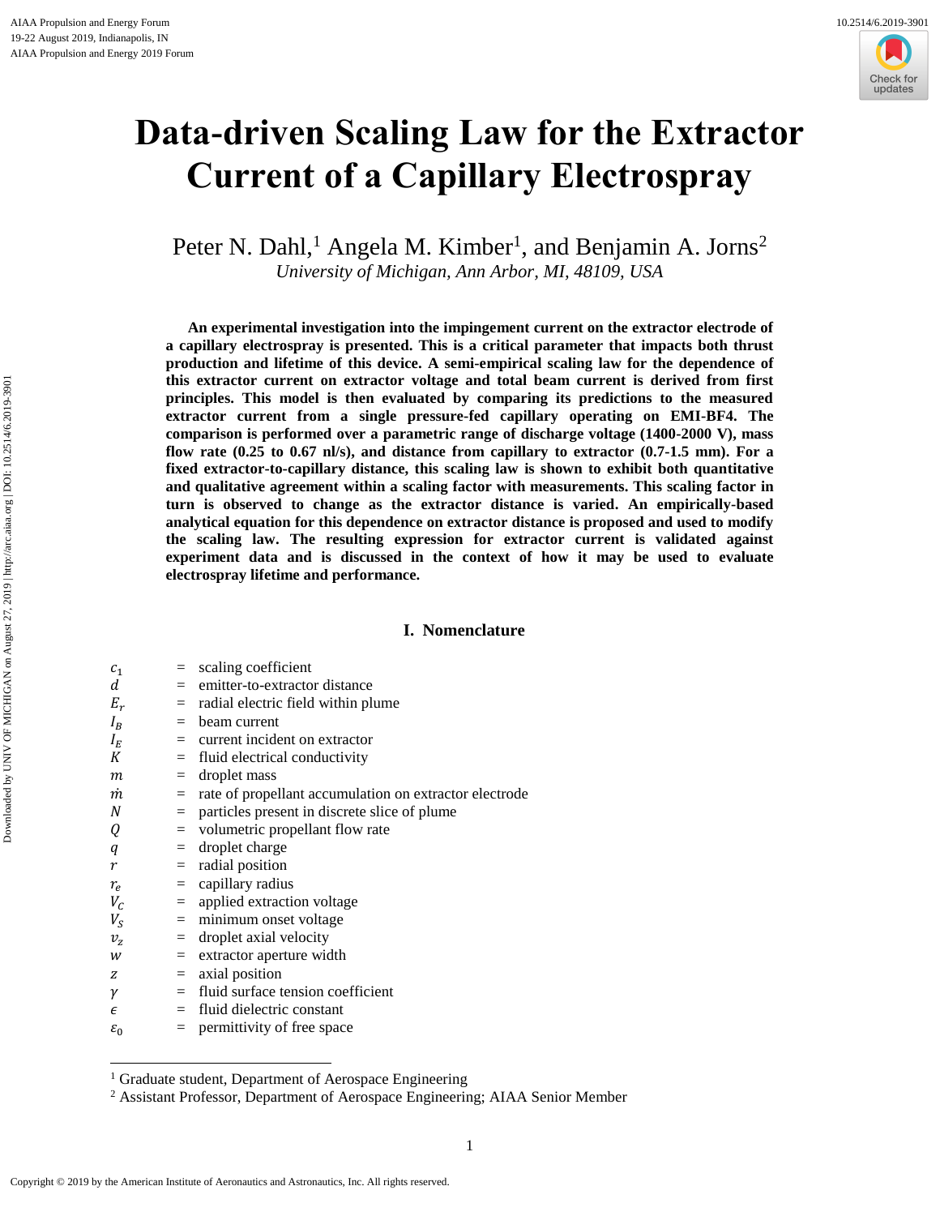# Data-driven Scaling Law for the Extractor Current of a Capillary Electrospray

Peter N. Dahl,[1] Angela M. Kimber[1], and Benjamin A. Jorns[2]

*University of Michigan, Ann Arbor, MI, 48109, USA*

**An experimental investigation into the impingement current on the extractor electrode of a capillary electrospray is presented. This is a critical parameter that impacts both thrust production and lifetime of this device. A semi-empirical scaling law for the dependence of this extractor current on extractor voltage and total beam current is derived from first principles. This model is then evaluated by comparing its predictions to the measured extractor current from a single pressure-fed capillary operating on EMI-BF4. The comparison is performed over a parametric range of discharge voltage (1400-2000 V), mass flow rate (0.25 to 0.67 nl/s), and distance from capillary to extractor (0.7-1.5 mm). For a fixed extractor-to-capillary distance, this scaling law is shown to exhibit both quantitative and qualitative agreement within a scaling factor with measurements. This scaling factor in turn is observed to change as the extractor distance is varied. An empirically-based analytical equation for this dependence on extractor distance is proposed and used to modify the scaling law. The resulting expression for extractor current is validated against experiment data and is discussed in the context of how it may be used to evaluate electrospray lifetime and performance.**

## I. Nomenclature

| | | |
|---|---|---|
| $c_1$ | = | scaling coefficient |
| $d$ | = | emitter-to-extractor distance |
| $E_r$ | = | radial electric field within plume |
| $I_B$ | = | beam current |
| $I_E$ | = | current incident on extractor |
| $K$ | = | fluid electrical conductivity |
| $m$ | = | droplet mass |
| $\dot{m}$ | = | rate of propellant accumulation on extractor electrode |
| $N$ | = | particles present in discrete slice of plume |
| $Q$ | = | volumetric propellant flow rate |
| $q$ | = | droplet charge |
| $r$ | = | radial position |
| $r_e$ | = | capillary radius |
| $V_C$ | = | applied extraction voltage |
| $V_S$ | = | minimum onset voltage |
| $v_z$ | = | droplet axial velocity |
| $w$ | = | extractor aperture width |
| $z$ | = | axial position |
| $\gamma$ | = | fluid surface tension coefficient |
| $\epsilon$ | = | fluid dielectric constant |
| $\varepsilon_0$ | = | permittivity of free space |

---

[1] Graduate student, Department of Aerospace Engineering

[2] Assistant Professor, Department of Aerospace Engineering; AIAA Senior Member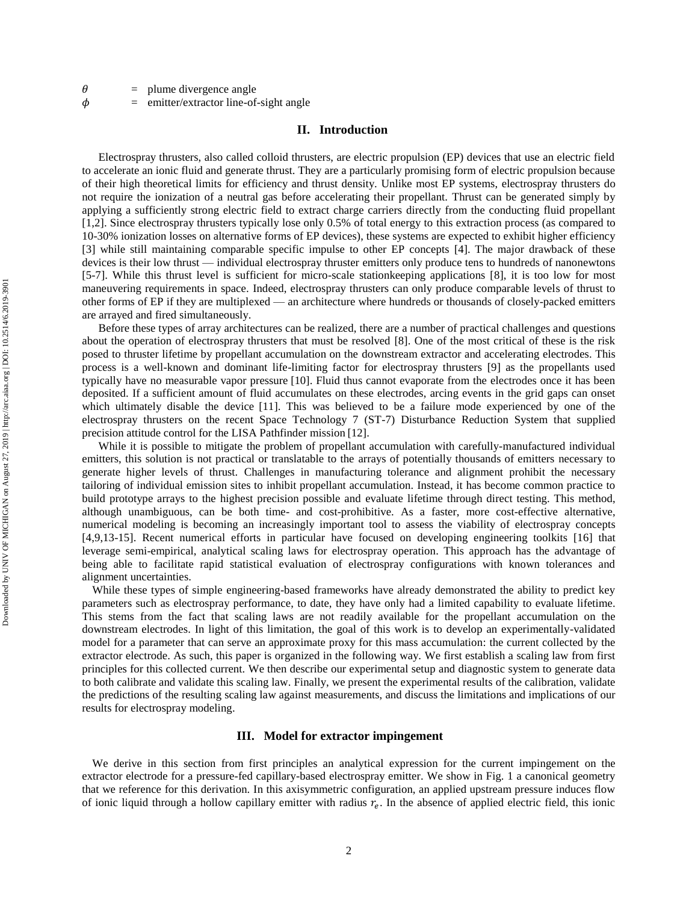$\theta$ = plume divergence angle
$\phi$ = emitter/extractor line-of-sight angle

## II. Introduction

Electrospray thrusters, also called colloid thrusters, are electric propulsion (EP) devices that use an electric field to accelerate an ionic fluid and generate thrust. They are a particularly promising form of electric propulsion because of their high theoretical limits for efficiency and thrust density. Unlike most EP systems, electrospray thrusters do not require the ionization of a neutral gas before accelerating their propellant. Thrust can be generated simply by applying a sufficiently strong electric field to extract charge carriers directly from the conducting fluid propellant [1,2]. Since electrospray thrusters typically lose only 0.5% of total energy to this extraction process (as compared to 10-30% ionization losses on alternative forms of EP devices), these systems are expected to exhibit higher efficiency [3] while still maintaining comparable specific impulse to other EP concepts [4]. The major drawback of these devices is their low thrust — individual electrospray thruster emitters only produce tens to hundreds of nanonewtons [5-7]. While this thrust level is sufficient for micro-scale stationkeeping applications [8], it is too low for most maneuvering requirements in space. Indeed, electrospray thrusters can only produce comparable levels of thrust to other forms of EP if they are multiplexed — an architecture where hundreds or thousands of closely-packed emitters are arrayed and fired simultaneously.

Before these types of array architectures can be realized, there are a number of practical challenges and questions about the operation of electrospray thrusters that must be resolved [8]. One of the most critical of these is the risk posed to thruster lifetime by propellant accumulation on the downstream extractor and accelerating electrodes. This process is a well-known and dominant life-limiting factor for electrospray thrusters [9] as the propellants used typically have no measurable vapor pressure [10]. Fluid thus cannot evaporate from the electrodes once it has been deposited. If a sufficient amount of fluid accumulates on these electrodes, arcing events in the grid gaps can onset which ultimately disable the device [11]. This was believed to be a failure mode experienced by one of the electrospray thrusters on the recent Space Technology 7 (ST-7) Disturbance Reduction System that supplied precision attitude control for the LISA Pathfinder mission [12].

While it is possible to mitigate the problem of propellant accumulation with carefully-manufactured individual emitters, this solution is not practical or translatable to the arrays of potentially thousands of emitters necessary to generate higher levels of thrust. Challenges in manufacturing tolerance and alignment prohibit the necessary tailoring of individual emission sites to inhibit propellant accumulation. Instead, it has become common practice to build prototype arrays to the highest precision possible and evaluate lifetime through direct testing. This method, although unambiguous, can be both time- and cost-prohibitive. As a faster, more cost-effective alternative, numerical modeling is becoming an increasingly important tool to assess the viability of electrospray concepts [4,9,13-15]. Recent numerical efforts in particular have focused on developing engineering toolkits [16] that leverage semi-empirical, analytical scaling laws for electrospray operation. This approach has the advantage of being able to facilitate rapid statistical evaluation of electrospray configurations with known tolerances and alignment uncertainties.

While these types of simple engineering-based frameworks have already demonstrated the ability to predict key parameters such as electrospray performance, to date, they have only had a limited capability to evaluate lifetime. This stems from the fact that scaling laws are not readily available for the propellant accumulation on the downstream electrodes. In light of this limitation, the goal of this work is to develop an experimentally-validated model for a parameter that can serve an approximate proxy for this mass accumulation: the current collected by the extractor electrode. As such, this paper is organized in the following way. We first establish a scaling law from first principles for this collected current. We then describe our experimental setup and diagnostic system to generate data to both calibrate and validate this scaling law. Finally, we present the experimental results of the calibration, validate the predictions of the resulting scaling law against measurements, and discuss the limitations and implications of our results for electrospray modeling.

## III. Model for extractor impingement

We derive in this section from first principles an analytical expression for the current impingement on the extractor electrode for a pressure-fed capillary-based electrospray emitter. We show in Fig. 1 a canonical geometry that we reference for this derivation. In this axisymmetric configuration, an applied upstream pressure induces flow of ionic liquid through a hollow capillary emitter with radius $r_e$. In the absence of applied electric field, this ionic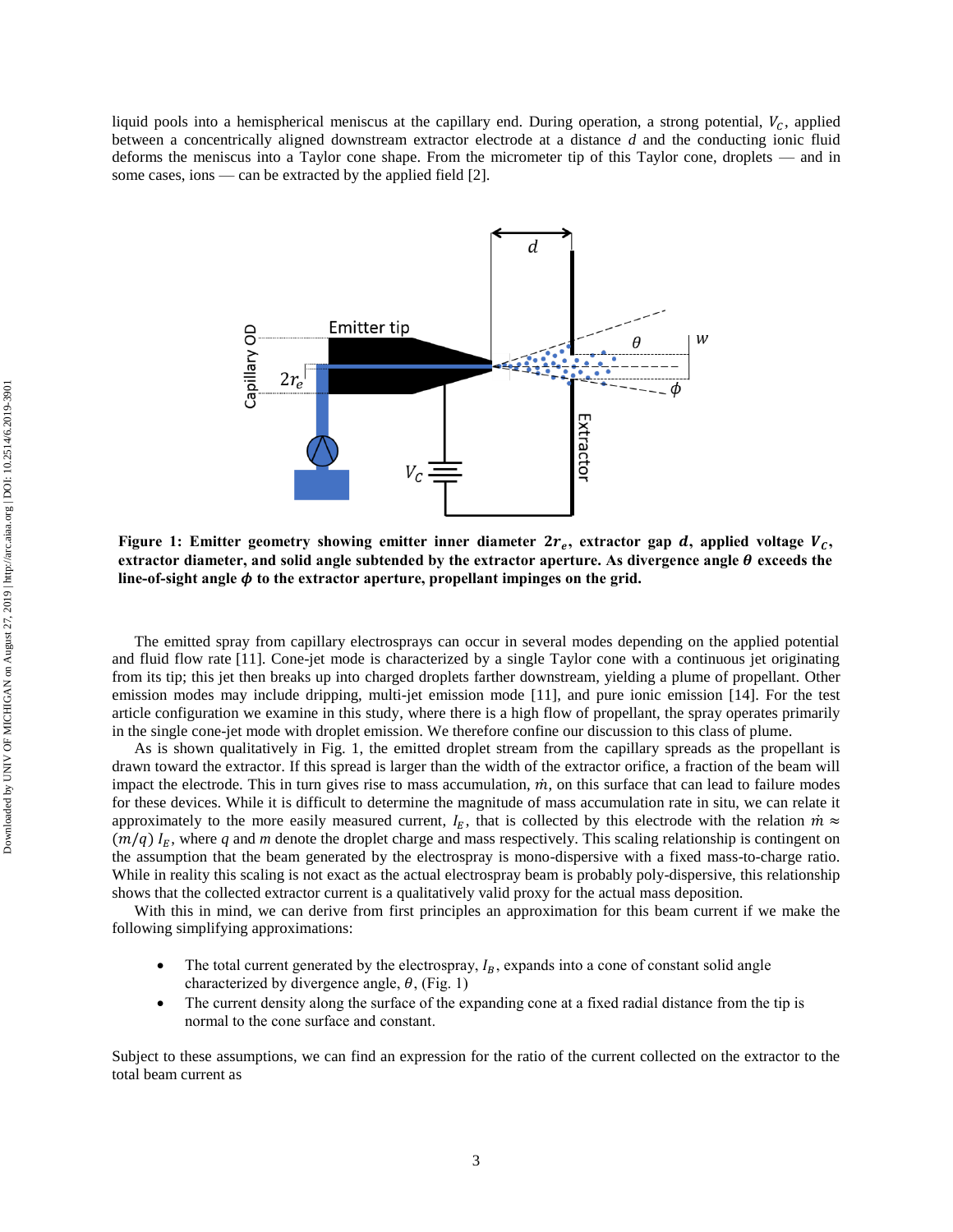liquid pools into a hemispherical meniscus at the capillary end. During operation, a strong potential, $V_C$, applied between a concentrically aligned downstream extractor electrode at a distance $d$ and the conducting ionic fluid deforms the meniscus into a Taylor cone shape. From the micrometer tip of this Taylor cone, droplets — and in some cases, ions — can be extracted by the applied field [2].

**Figure 1: Emitter geometry showing emitter inner diameter $2r_e$, extractor gap $d$, applied voltage $V_C$, extractor diameter, and solid angle subtended by the extractor aperture. As divergence angle $\theta$ exceeds the line-of-sight angle $\phi$ to the extractor aperture, propellant impinges on the grid.**

The emitted spray from capillary electrosprays can occur in several modes depending on the applied potential and fluid flow rate [11]. Cone-jet mode is characterized by a single Taylor cone with a continuous jet originating from its tip; this jet then breaks up into charged droplets farther downstream, yielding a plume of propellant. Other emission modes may include dripping, multi-jet emission mode [11], and pure ionic emission [14]. For the test article configuration we examine in this study, where there is a high flow of propellant, the spray operates primarily in the single cone-jet mode with droplet emission. We therefore confine our discussion to this class of plume.

As is shown qualitatively in Fig. 1, the emitted droplet stream from the capillary spreads as the propellant is drawn toward the extractor. If this spread is larger than the width of the extractor orifice, a fraction of the beam will impact the electrode. This in turn gives rise to mass accumulation, $\dot{m}$, on this surface that can lead to failure modes for these devices. While it is difficult to determine the magnitude of mass accumulation rate in situ, we can relate it approximately to the more easily measured current, $I_E$, that is collected by this electrode with the relation $\dot{m} \approx (m/q)\, I_E$, where $q$ and $m$ denote the droplet charge and mass respectively. This scaling relationship is contingent on the assumption that the beam generated by the electrospray is mono-dispersive with a fixed mass-to-charge ratio. While in reality this scaling is not exact as the actual electrospray beam is probably poly-dispersive, this relationship shows that the collected extractor current is a qualitatively valid proxy for the actual mass deposition.

With this in mind, we can derive from first principles an approximation for this beam current if we make the following simplifying approximations:

- The total current generated by the electrospray, $I_B$, expands into a cone of constant solid angle characterized by divergence angle, $\theta$, (Fig. 1)
- The current density along the surface of the expanding cone at a fixed radial distance from the tip is normal to the cone surface and constant.

Subject to these assumptions, we can find an expression for the ratio of the current collected on the extractor to the total beam current as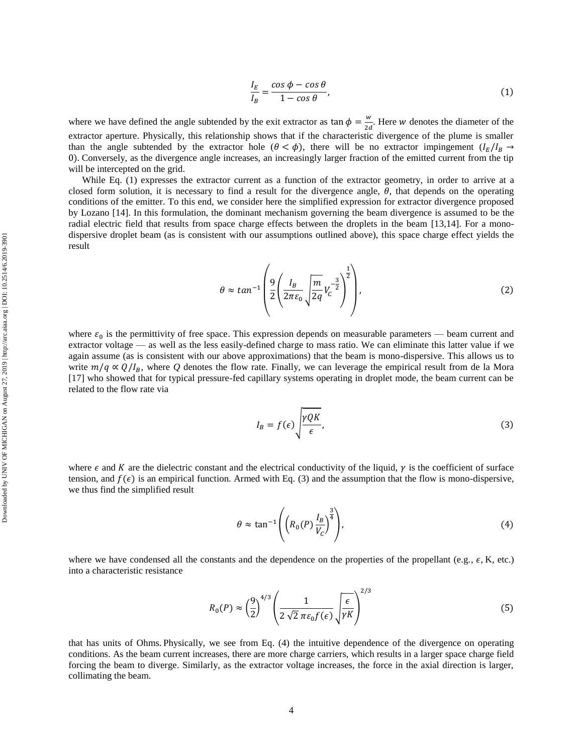$$\frac{I_E}{I_B} = \frac{\cos\phi - \cos\theta}{1 - \cos\theta}, \tag{1}$$

where we have defined the angle subtended by the exit extractor as $\tan\phi = \frac{w}{2d}$. Here $w$ denotes the diameter of the extractor aperture. Physically, this relationship shows that if the characteristic divergence of the plume is smaller than the angle subtended by the extractor hole ($\theta < \phi$), there will be no extractor impingement ($I_E/I_B \rightarrow 0$). Conversely, as the divergence angle increases, an increasingly larger fraction of the emitted current from the tip will be intercepted on the grid.

While Eq. (1) expresses the extractor current as a function of the extractor geometry, in order to arrive at a closed form solution, it is necessary to find a result for the divergence angle, $\theta$, that depends on the operating conditions of the emitter. To this end, we consider here the simplified expression for extractor divergence proposed by Lozano [14]. In this formulation, the dominant mechanism governing the beam divergence is assumed to be the radial electric field that results from space charge effects between the droplets in the beam [13,14]. For a mono-dispersive droplet beam (as is consistent with our assumptions outlined above), this space charge effect yields the result

$$\theta \approx \tan^{-1}\left(\frac{9}{2}\left(\frac{I_B}{2\pi\varepsilon_0}\sqrt{\frac{m}{2q}}V_C^{-\frac{3}{2}}\right)^{\frac{1}{2}}\right), \tag{2}$$

where $\varepsilon_0$ is the permittivity of free space. This expression depends on measurable parameters — beam current and extractor voltage — as well as the less easily-defined charge to mass ratio. We can eliminate this latter value if we again assume (as is consistent with our above approximations) that the beam is mono-dispersive. This allows us to write $m/q \propto Q/I_B$, where $Q$ denotes the flow rate. Finally, we can leverage the empirical result from de la Mora [17] who showed that for typical pressure-fed capillary systems operating in droplet mode, the beam current can be related to the flow rate via

$$I_B = f(\epsilon)\sqrt{\frac{\gamma Q K}{\epsilon}}, \tag{3}$$

where $\epsilon$ and $K$ are the dielectric constant and the electrical conductivity of the liquid, $\gamma$ is the coefficient of surface tension, and $f(\epsilon)$ is an empirical function. Armed with Eq. (3) and the assumption that the flow is mono-dispersive, we thus find the simplified result

$$\theta \approx \tan^{-1}\left(\left(R_0(P)\frac{I_B}{V_C}\right)^{\frac{3}{4}}\right), \tag{4}$$

where we have condensed all the constants and the dependence on the properties of the propellant (e.g., $\epsilon$, K, etc.) into a characteristic resistance

$$R_0(P) \approx \left(\frac{9}{2}\right)^{4/3}\left(\frac{1}{2\sqrt{2}\,\pi\varepsilon_0 f(\epsilon)}\sqrt{\frac{\epsilon}{\gamma K}}\right)^{2/3} \tag{5}$$

that has units of Ohms. Physically, we see from Eq. (4) the intuitive dependence of the divergence on operating conditions. As the beam current increases, there are more charge carriers, which results in a larger space charge field forcing the beam to diverge. Similarly, as the extractor voltage increases, the force in the axial direction is larger, collimating the beam.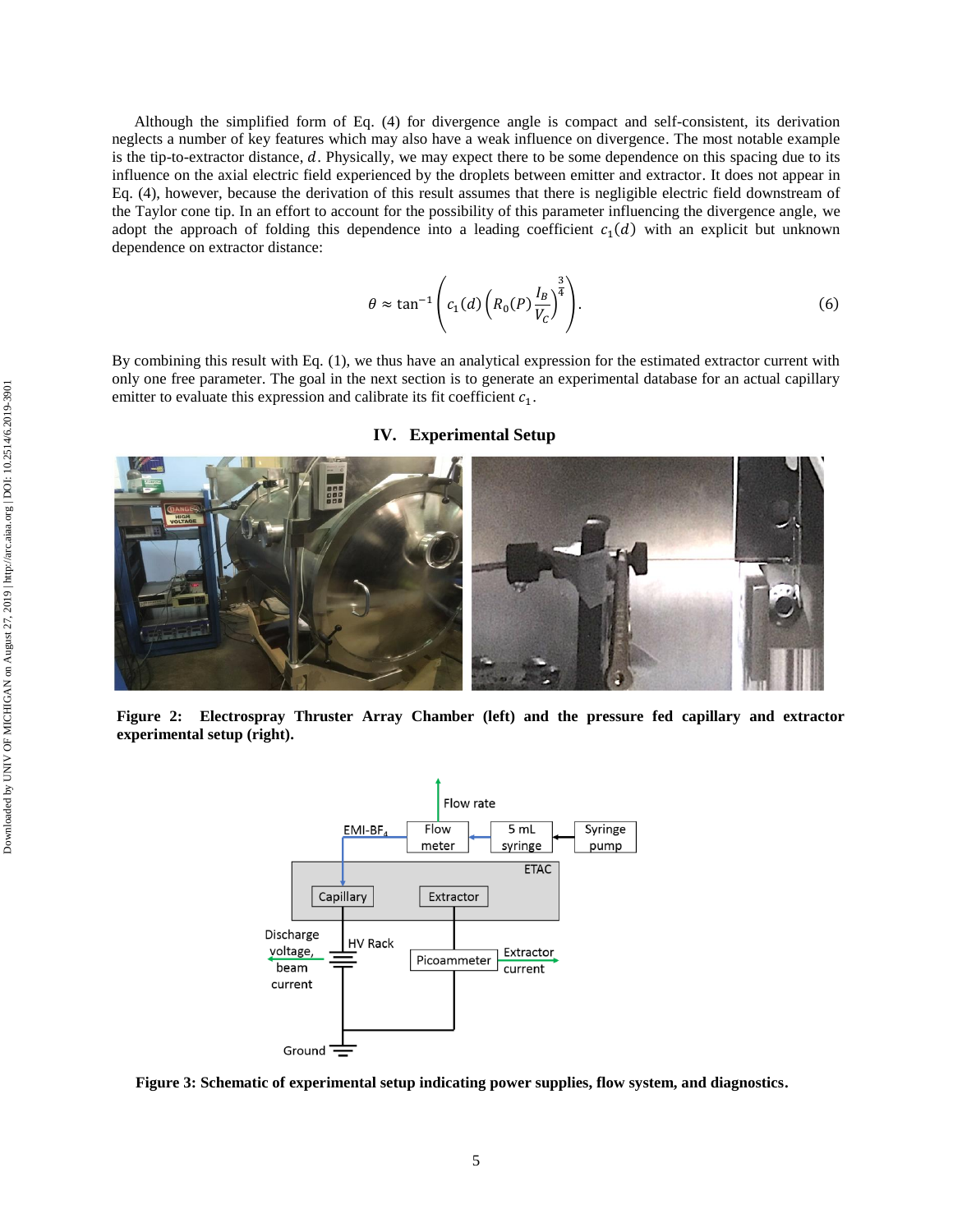Although the simplified form of Eq. (4) for divergence angle is compact and self-consistent, its derivation neglects a number of key features which may also have a weak influence on divergence. The most notable example is the tip-to-extractor distance, $d$. Physically, we may expect there to be some dependence on this spacing due to its influence on the axial electric field experienced by the droplets between emitter and extractor. It does not appear in Eq. (4), however, because the derivation of this result assumes that there is negligible electric field downstream of the Taylor cone tip. In an effort to account for the possibility of this parameter influencing the divergence angle, we adopt the approach of folding this dependence into a leading coefficient $c_1(d)$ with an explicit but unknown dependence on extractor distance:

$$\theta \approx \tan^{-1}\left(c_1(d)\left(R_0(P)\frac{I_B}{V_C}\right)^{\frac{3}{4}}\right). \tag{6}$$

By combining this result with Eq. (1), we thus have an analytical expression for the estimated extractor current with only one free parameter. The goal in the next section is to generate an experimental database for an actual capillary emitter to evaluate this expression and calibrate its fit coefficient $c_1$.

## IV. Experimental Setup

**Figure 2: Electrospray Thruster Array Chamber (left) and the pressure fed capillary and extractor experimental setup (right).**

**Figure 3: Schematic of experimental setup indicating power supplies, flow system, and diagnostics.**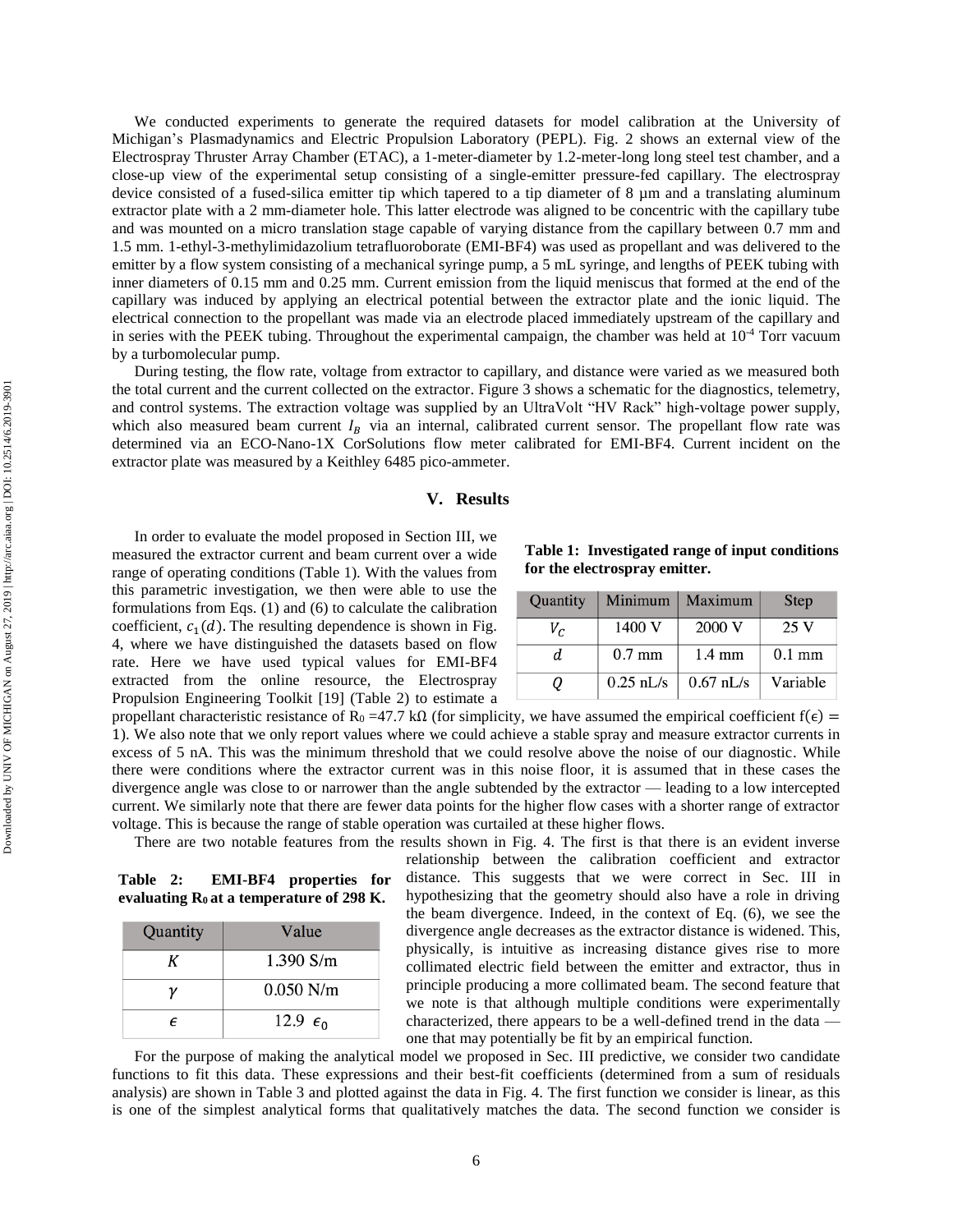We conducted experiments to generate the required datasets for model calibration at the University of Michigan's Plasmadynamics and Electric Propulsion Laboratory (PEPL). Fig. 2 shows an external view of the Electrospray Thruster Array Chamber (ETAC), a 1-meter-diameter by 1.2-meter-long long steel test chamber, and a close-up view of the experimental setup consisting of a single-emitter pressure-fed capillary. The electrospray device consisted of a fused-silica emitter tip which tapered to a tip diameter of 8 µm and a translating aluminum extractor plate with a 2 mm-diameter hole. This latter electrode was aligned to be concentric with the capillary tube and was mounted on a micro translation stage capable of varying distance from the capillary between 0.7 mm and 1.5 mm. 1-ethyl-3-methylimidazolium tetrafluoroborate (EMI-BF4) was used as propellant and was delivered to the emitter by a flow system consisting of a mechanical syringe pump, a 5 mL syringe, and lengths of PEEK tubing with inner diameters of 0.15 mm and 0.25 mm. Current emission from the liquid meniscus that formed at the end of the capillary was induced by applying an electrical potential between the extractor plate and the ionic liquid. The electrical connection to the propellant was made via an electrode placed immediately upstream of the capillary and in series with the PEEK tubing. Throughout the experimental campaign, the chamber was held at $10^{-4}$ Torr vacuum by a turbomolecular pump.

During testing, the flow rate, voltage from extractor to capillary, and distance were varied as we measured both the total current and the current collected on the extractor. Figure 3 shows a schematic for the diagnostics, telemetry, and control systems. The extraction voltage was supplied by an UltraVolt "HV Rack" high-voltage power supply, which also measured beam current $I_B$ via an internal, calibrated current sensor. The propellant flow rate was determined via an ECO-Nano-1X CorSolutions flow meter calibrated for EMI-BF4. Current incident on the extractor plate was measured by a Keithley 6485 pico-ammeter.

## V. Results

In order to evaluate the model proposed in Section III, we measured the extractor current and beam current over a wide range of operating conditions (Table 1). With the values from this parametric investigation, we then were able to use the formulations from Eqs. (1) and (6) to calculate the calibration coefficient, $c_1(d)$. The resulting dependence is shown in Fig. 4, where we have distinguished the datasets based on flow rate. Here we have used typical values for EMI-BF4 extracted from the online resource, the Electrospray Propulsion Engineering Toolkit [19] (Table 2) to estimate a propellant characteristic resistance of $R_0$ =47.7 kΩ (for simplicity, we have assumed the empirical coefficient $f(\epsilon) = 1$). We also note that we only report values where we could achieve a stable spray and measure extractor currents in excess of 5 nA. This was the minimum threshold that we could resolve above the noise of our diagnostic. While there were conditions where the extractor current was in this noise floor, it is assumed that in these cases the divergence angle was close to or narrower than the angle subtended by the extractor — leading to a low intercepted current. We similarly note that there are fewer data points for the higher flow cases with a shorter range of extractor voltage. This is because the range of stable operation was curtailed at these higher flows.

**Table 1: Investigated range of input conditions for the electrospray emitter.**

| Quantity | Minimum | Maximum | Step |
|---|---|---|---|
| $V_C$ | 1400 V | 2000 V | 25 V |
| $d$ | 0.7 mm | 1.4 mm | 0.1 mm |
| $Q$ | 0.25 nL/s | 0.67 nL/s | Variable |

There are two notable features from the results shown in Fig. 4. The first is that there is an evident inverse relationship between the calibration coefficient and extractor distance. This suggests that we were correct in Sec. III in hypothesizing that the geometry should also have a role in driving the beam divergence. Indeed, in the context of Eq. (6), we see the divergence angle decreases as the extractor distance is widened. This, physically, is intuitive as increasing distance gives rise to more collimated electric field between the emitter and extractor, thus in principle producing a more collimated beam. The second feature that we note is that although multiple conditions were experimentally characterized, there appears to be a well-defined trend in the data — one that may potentially be fit by an empirical function.

**Table 2: EMI-BF4 properties for evaluating $R_0$ at a temperature of 298 K.**

| Quantity | Value |
|---|---|
| $K$ | 1.390 S/m |
| $\gamma$ | 0.050 N/m |
| $\epsilon$ | 12.9 $\epsilon_0$ |

For the purpose of making the analytical model we proposed in Sec. III predictive, we consider two candidate functions to fit this data. These expressions and their best-fit coefficients (determined from a sum of residuals analysis) are shown in Table 3 and plotted against the data in Fig. 4. The first function we consider is linear, as this is one of the simplest analytical forms that qualitatively matches the data. The second function we consider is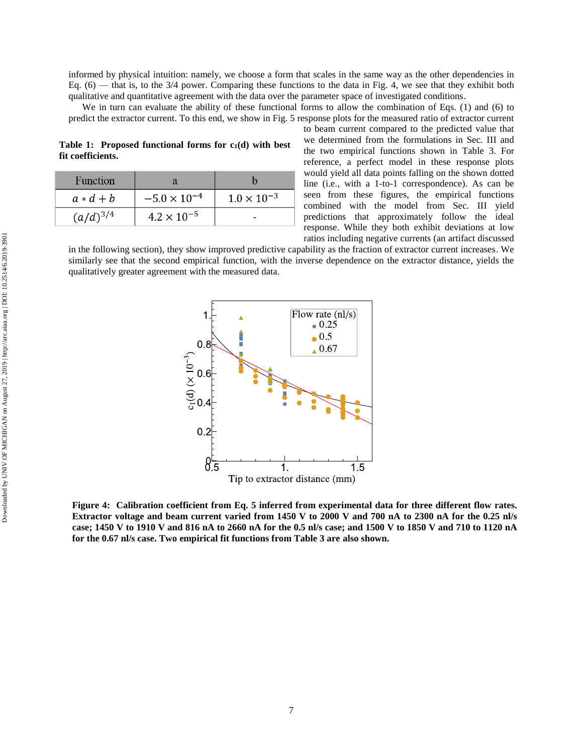informed by physical intuition: namely, we choose a form that scales in the same way as the other dependencies in Eq. (6) — that is, to the 3/4 power. Comparing these functions to the data in Fig. 4, we see that they exhibit both qualitative and quantitative agreement with the data over the parameter space of investigated conditions.

We in turn can evaluate the ability of these functional forms to allow the combination of Eqs. (1) and (6) to predict the extractor current. To this end, we show in Fig. 5 response plots for the measured ratio of extractor current to beam current compared to the predicted value that we determined from the formulations in Sec. III and the two empirical functions shown in Table 3. For reference, a perfect model in these response plots would yield all data points falling on the shown dotted line (i.e., with a 1-to-1 correspondence). As can be seen from these figures, the empirical functions combined with the model from Sec. III yield predictions that approximately follow the ideal response. While they both exhibit deviations at low ratios including negative currents (an artifact discussed in the following section), they show improved predictive capability as the fraction of extractor current increases. We similarly see that the second empirical function, with the inverse dependence on the extractor distance, yields the qualitatively greater agreement with the measured data.

**Table 1: Proposed functional forms for $c_1(d)$ with best fit coefficients.**

| Function | a | b |
|---|---|---|
| $a * d + b$ | $-5.0 \times 10^{-4}$ | $1.0 \times 10^{-3}$ |
| $(a/d)^{3/4}$ | $4.2 \times 10^{-5}$ | - |

**Figure 4: Calibration coefficient from Eq. 5 inferred from experimental data for three different flow rates. Extractor voltage and beam current varied from 1450 V to 2000 V and 700 nA to 2300 nA for the 0.25 nl/s case; 1450 V to 1910 V and 816 nA to 2660 nA for the 0.5 nl/s case; and 1500 V to 1850 V and 710 to 1120 nA for the 0.67 nl/s case. Two empirical fit functions from Table 3 are also shown.**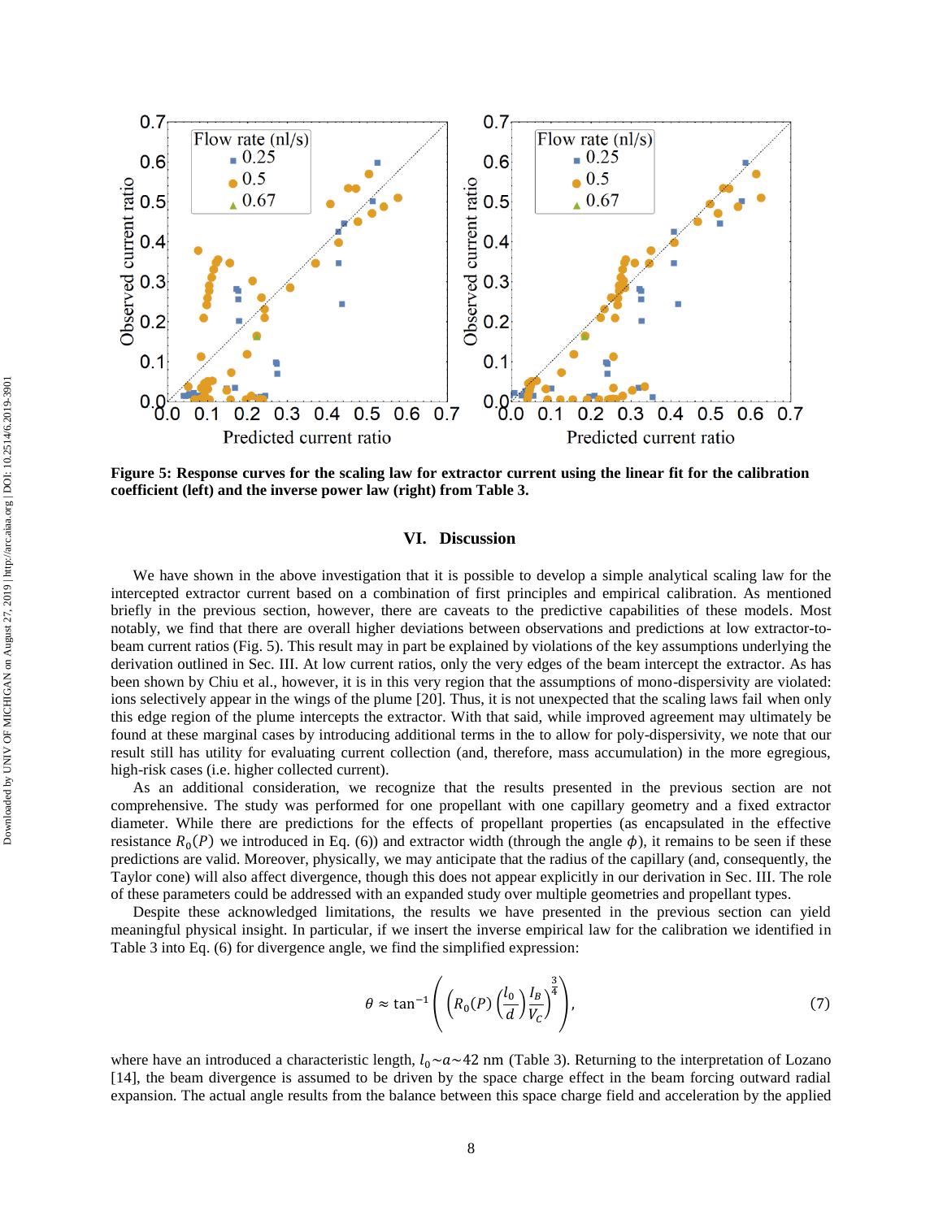**Figure 5: Response curves for the scaling law for extractor current using the linear fit for the calibration coefficient (left) and the inverse power law (right) from Table 3.**

## VI. Discussion

We have shown in the above investigation that it is possible to develop a simple analytical scaling law for the intercepted extractor current based on a combination of first principles and empirical calibration. As mentioned briefly in the previous section, however, there are caveats to the predictive capabilities of these models. Most notably, we find that there are overall higher deviations between observations and predictions at low extractor-to-beam current ratios (Fig. 5). This result may in part be explained by violations of the key assumptions underlying the derivation outlined in Sec. III. At low current ratios, only the very edges of the beam intercept the extractor. As has been shown by Chiu et al., however, it is in this very region that the assumptions of mono-dispersivity are violated: ions selectively appear in the wings of the plume [20]. Thus, it is not unexpected that the scaling laws fail when only this edge region of the plume intercepts the extractor. With that said, while improved agreement may ultimately be found at these marginal cases by introducing additional terms in the to allow for poly-dispersivity, we note that our result still has utility for evaluating current collection (and, therefore, mass accumulation) in the more egregious, high-risk cases (i.e. higher collected current).

As an additional consideration, we recognize that the results presented in the previous section are not comprehensive. The study was performed for one propellant with one capillary geometry and a fixed extractor diameter. While there are predictions for the effects of propellant properties (as encapsulated in the effective resistance $R_0(P)$ we introduced in Eq. (6)) and extractor width (through the angle $\phi$), it remains to be seen if these predictions are valid. Moreover, physically, we may anticipate that the radius of the capillary (and, consequently, the Taylor cone) will also affect divergence, though this does not appear explicitly in our derivation in Sec. III. The role of these parameters could be addressed with an expanded study over multiple geometries and propellant types.

Despite these acknowledged limitations, the results we have presented in the previous section can yield meaningful physical insight. In particular, if we insert the inverse empirical law for the calibration we identified in Table 3 into Eq. (6) for divergence angle, we find the simplified expression:

$$\theta \approx \tan^{-1}\left(\left(R_0(P)\left(\frac{l_0}{d}\right)\frac{I_B}{V_C}\right)^{\frac{3}{4}}\right), \tag{7}$$

where have an introduced a characteristic length, $l_0 \sim a \sim 42$ nm (Table 3). Returning to the interpretation of Lozano [14], the beam divergence is assumed to be driven by the space charge effect in the beam forcing outward radial expansion. The actual angle results from the balance between this space charge field and acceleration by the applied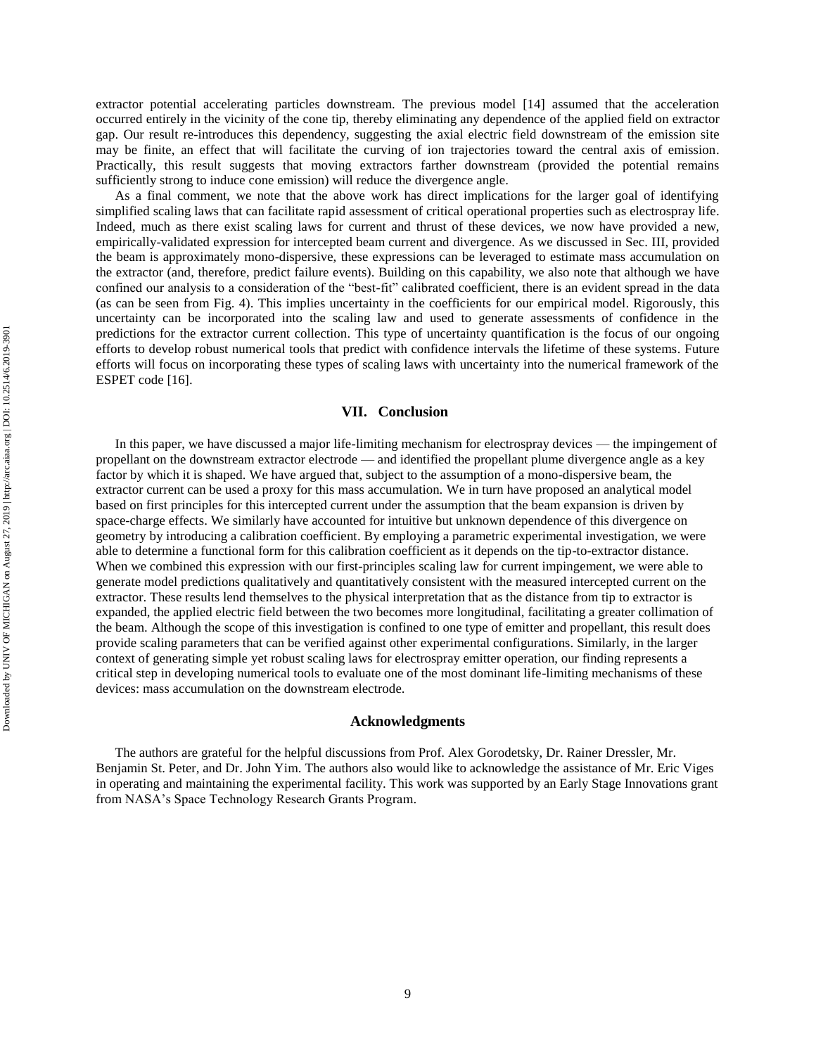extractor potential accelerating particles downstream. The previous model [14] assumed that the acceleration occurred entirely in the vicinity of the cone tip, thereby eliminating any dependence of the applied field on extractor gap. Our result re-introduces this dependency, suggesting the axial electric field downstream of the emission site may be finite, an effect that will facilitate the curving of ion trajectories toward the central axis of emission. Practically, this result suggests that moving extractors farther downstream (provided the potential remains sufficiently strong to induce cone emission) will reduce the divergence angle.

As a final comment, we note that the above work has direct implications for the larger goal of identifying simplified scaling laws that can facilitate rapid assessment of critical operational properties such as electrospray life. Indeed, much as there exist scaling laws for current and thrust of these devices, we now have provided a new, empirically-validated expression for intercepted beam current and divergence. As we discussed in Sec. III, provided the beam is approximately mono-dispersive, these expressions can be leveraged to estimate mass accumulation on the extractor (and, therefore, predict failure events). Building on this capability, we also note that although we have confined our analysis to a consideration of the "best-fit" calibrated coefficient, there is an evident spread in the data (as can be seen from Fig. 4). This implies uncertainty in the coefficients for our empirical model. Rigorously, this uncertainty can be incorporated into the scaling law and used to generate assessments of confidence in the predictions for the extractor current collection. This type of uncertainty quantification is the focus of our ongoing efforts to develop robust numerical tools that predict with confidence intervals the lifetime of these systems. Future efforts will focus on incorporating these types of scaling laws with uncertainty into the numerical framework of the ESPET code [16].

## VII. Conclusion

In this paper, we have discussed a major life-limiting mechanism for electrospray devices — the impingement of propellant on the downstream extractor electrode — and identified the propellant plume divergence angle as a key factor by which it is shaped. We have argued that, subject to the assumption of a mono-dispersive beam, the extractor current can be used a proxy for this mass accumulation. We in turn have proposed an analytical model based on first principles for this intercepted current under the assumption that the beam expansion is driven by space-charge effects. We similarly have accounted for intuitive but unknown dependence of this divergence on geometry by introducing a calibration coefficient. By employing a parametric experimental investigation, we were able to determine a functional form for this calibration coefficient as it depends on the tip-to-extractor distance. When we combined this expression with our first-principles scaling law for current impingement, we were able to generate model predictions qualitatively and quantitatively consistent with the measured intercepted current on the extractor. These results lend themselves to the physical interpretation that as the distance from tip to extractor is expanded, the applied electric field between the two becomes more longitudinal, facilitating a greater collimation of the beam. Although the scope of this investigation is confined to one type of emitter and propellant, this result does provide scaling parameters that can be verified against other experimental configurations. Similarly, in the larger context of generating simple yet robust scaling laws for electrospray emitter operation, our finding represents a critical step in developing numerical tools to evaluate one of the most dominant life-limiting mechanisms of these devices: mass accumulation on the downstream electrode.

## Acknowledgments

The authors are grateful for the helpful discussions from Prof. Alex Gorodetsky, Dr. Rainer Dressler, Mr. Benjamin St. Peter, and Dr. John Yim. The authors also would like to acknowledge the assistance of Mr. Eric Viges in operating and maintaining the experimental facility. This work was supported by an Early Stage Innovations grant from NASA's Space Technology Research Grants Program.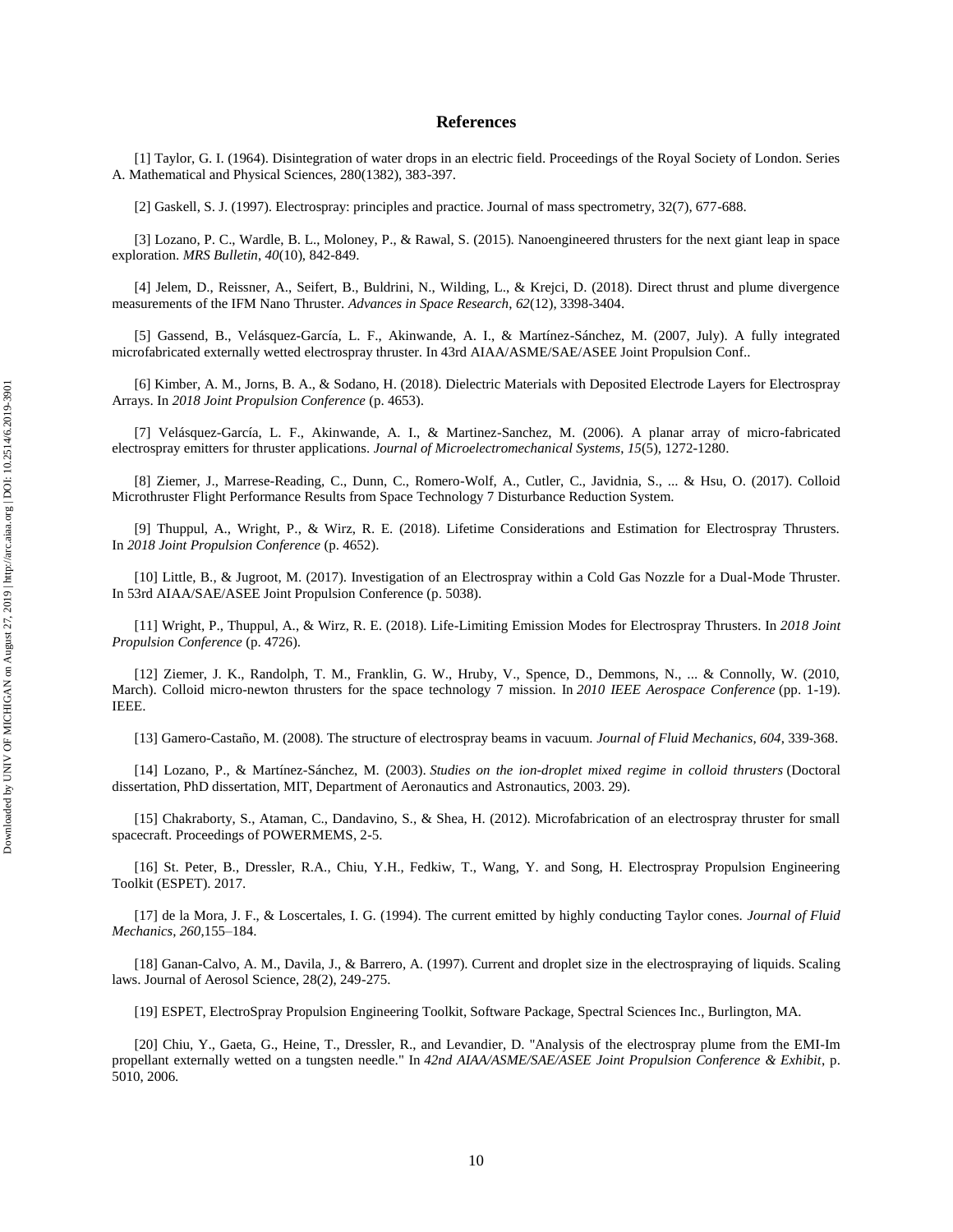## References

[1] Taylor, G. I. (1964). Disintegration of water drops in an electric field. Proceedings of the Royal Society of London. Series A. Mathematical and Physical Sciences, 280(1382), 383-397.

[2] Gaskell, S. J. (1997). Electrospray: principles and practice. Journal of mass spectrometry, 32(7), 677-688.

[3] Lozano, P. C., Wardle, B. L., Moloney, P., & Rawal, S. (2015). Nanoengineered thrusters for the next giant leap in space exploration. *MRS Bulletin*, *40*(10), 842-849.

[4] Jelem, D., Reissner, A., Seifert, B., Buldrini, N., Wilding, L., & Krejci, D. (2018). Direct thrust and plume divergence measurements of the IFM Nano Thruster. *Advances in Space Research*, *62*(12), 3398-3404.

[5] Gassend, B., Velásquez-García, L. F., Akinwande, A. I., & Martínez-Sánchez, M. (2007, July). A fully integrated microfabricated externally wetted electrospray thruster. In 43rd AIAA/ASME/SAE/ASEE Joint Propulsion Conf..

[6] Kimber, A. M., Jorns, B. A., & Sodano, H. (2018). Dielectric Materials with Deposited Electrode Layers for Electrospray Arrays. In *2018 Joint Propulsion Conference* (p. 4653).

[7] Velásquez-García, L. F., Akinwande, A. I., & Martinez-Sanchez, M. (2006). A planar array of micro-fabricated electrospray emitters for thruster applications. *Journal of Microelectromechanical Systems*, *15*(5), 1272-1280.

[8] Ziemer, J., Marrese-Reading, C., Dunn, C., Romero-Wolf, A., Cutler, C., Javidnia, S., ... & Hsu, O. (2017). Colloid Microthruster Flight Performance Results from Space Technology 7 Disturbance Reduction System.

[9] Thuppul, A., Wright, P., & Wirz, R. E. (2018). Lifetime Considerations and Estimation for Electrospray Thrusters. In *2018 Joint Propulsion Conference* (p. 4652).

[10] Little, B., & Jugroot, M. (2017). Investigation of an Electrospray within a Cold Gas Nozzle for a Dual-Mode Thruster. In 53rd AIAA/SAE/ASEE Joint Propulsion Conference (p. 5038).

[11] Wright, P., Thuppul, A., & Wirz, R. E. (2018). Life-Limiting Emission Modes for Electrospray Thrusters. In *2018 Joint Propulsion Conference* (p. 4726).

[12] Ziemer, J. K., Randolph, T. M., Franklin, G. W., Hruby, V., Spence, D., Demmons, N., ... & Connolly, W. (2010, March). Colloid micro-newton thrusters for the space technology 7 mission. In *2010 IEEE Aerospace Conference* (pp. 1-19). IEEE.

[13] Gamero-Castaño, M. (2008). The structure of electrospray beams in vacuum. *Journal of Fluid Mechanics*, *604*, 339-368.

[14] Lozano, P., & Martínez-Sánchez, M. (2003). *Studies on the ion-droplet mixed regime in colloid thrusters* (Doctoral dissertation, PhD dissertation, MIT, Department of Aeronautics and Astronautics, 2003. 29).

[15] Chakraborty, S., Ataman, C., Dandavino, S., & Shea, H. (2012). Microfabrication of an electrospray thruster for small spacecraft. Proceedings of POWERMEMS, 2-5.

[16] St. Peter, B., Dressler, R.A., Chiu, Y.H., Fedkiw, T., Wang, Y. and Song, H. Electrospray Propulsion Engineering Toolkit (ESPET). 2017.

[17] de la Mora, J. F., & Loscertales, I. G. (1994). The current emitted by highly conducting Taylor cones. *Journal of Fluid Mechanics*, *260*,155–184.

[18] Ganan-Calvo, A. M., Davila, J., & Barrero, A. (1997). Current and droplet size in the electrospraying of liquids. Scaling laws. Journal of Aerosol Science, 28(2), 249-275.

[19] ESPET, ElectroSpray Propulsion Engineering Toolkit, Software Package, Spectral Sciences Inc., Burlington, MA.

[20] Chiu, Y., Gaeta, G., Heine, T., Dressler, R., and Levandier, D. "Analysis of the electrospray plume from the EMI-Im propellant externally wetted on a tungsten needle." In *42nd AIAA/ASME/SAE/ASEE Joint Propulsion Conference & Exhibit*, p. 5010, 2006.